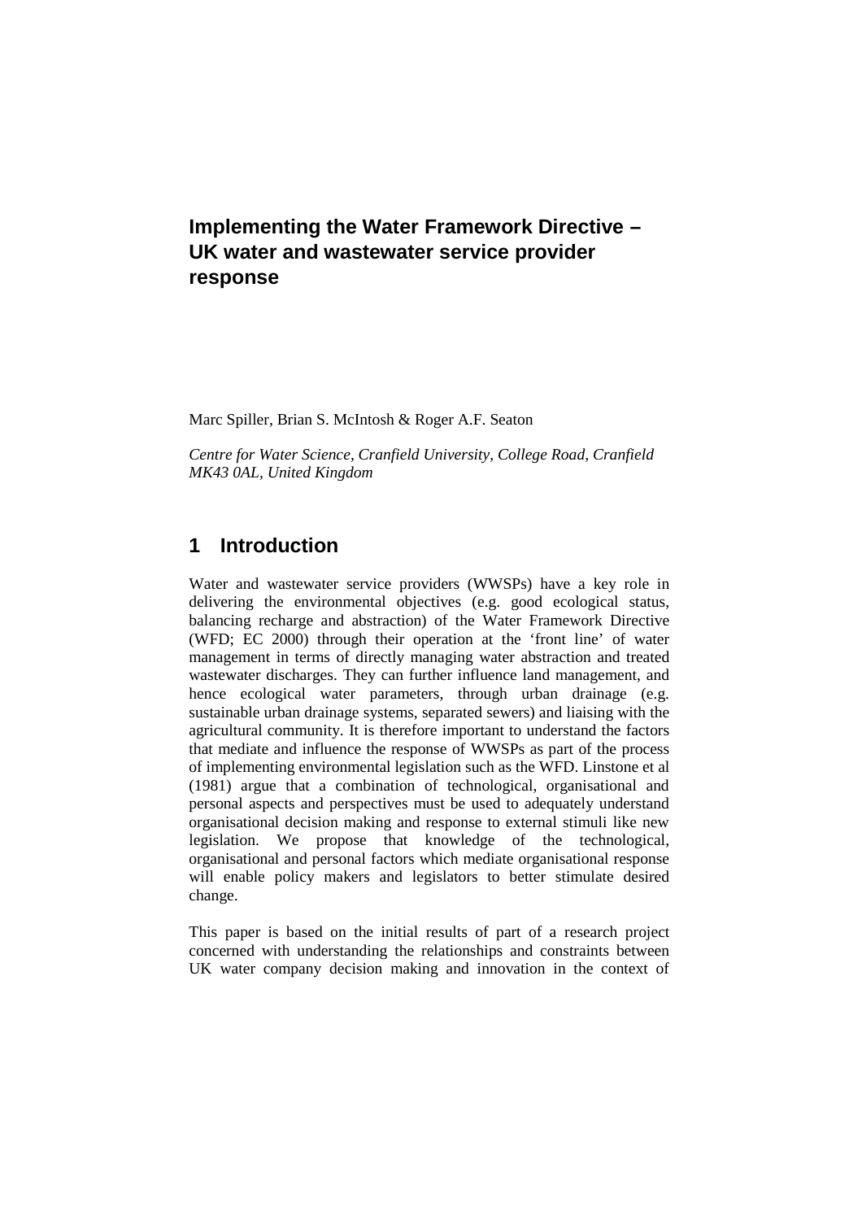# Implementing the Water Framework Directive – UK water and wastewater service provider response

Marc Spiller, Brian S. McIntosh & Roger A.F. Seaton

*Centre for Water Science, Cranfield University, College Road, Cranfield MK43 0AL, United Kingdom*

## 1 Introduction

Water and wastewater service providers (WWSPs) have a key role in delivering the environmental objectives (e.g. good ecological status, balancing recharge and abstraction) of the Water Framework Directive (WFD; EC 2000) through their operation at the 'front line' of water management in terms of directly managing water abstraction and treated wastewater discharges. They can further influence land management, and hence ecological water parameters, through urban drainage (e.g. sustainable urban drainage systems, separated sewers) and liaising with the agricultural community. It is therefore important to understand the factors that mediate and influence the response of WWSPs as part of the process of implementing environmental legislation such as the WFD. Linstone et al (1981) argue that a combination of technological, organisational and personal aspects and perspectives must be used to adequately understand organisational decision making and response to external stimuli like new legislation. We propose that knowledge of the technological, organisational and personal factors which mediate organisational response will enable policy makers and legislators to better stimulate desired change.

This paper is based on the initial results of part of a research project concerned with understanding the relationships and constraints between UK water company decision making and innovation in the context of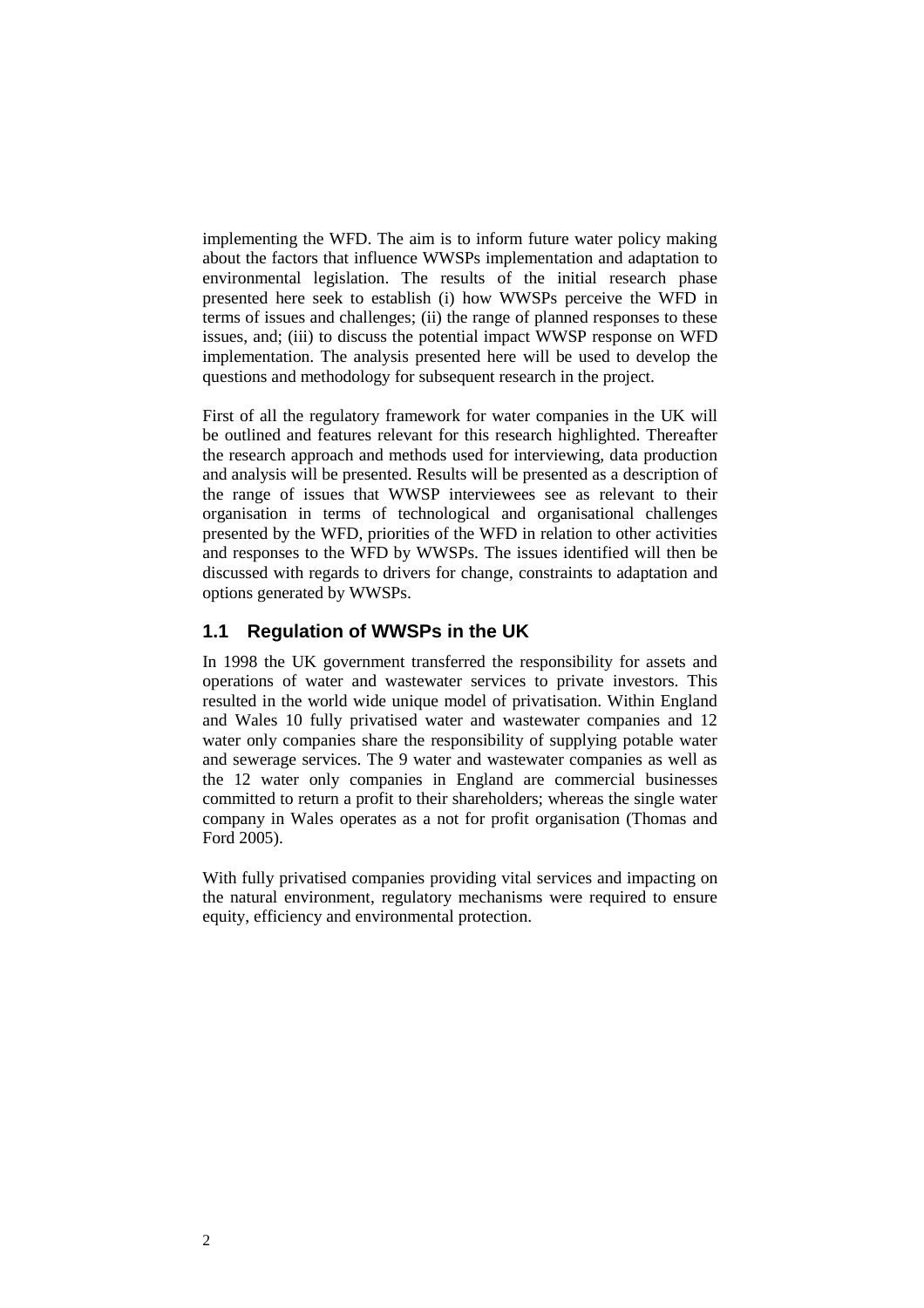implementing the WFD. The aim is to inform future water policy making about the factors that influence WWSPs implementation and adaptation to environmental legislation. The results of the initial research phase presented here seek to establish (i) how WWSPs perceive the WFD in terms of issues and challenges; (ii) the range of planned responses to these issues, and; (iii) to discuss the potential impact WWSP response on WFD implementation. The analysis presented here will be used to develop the questions and methodology for subsequent research in the project.

First of all the regulatory framework for water companies in the UK will be outlined and features relevant for this research highlighted. Thereafter the research approach and methods used for interviewing, data production and analysis will be presented. Results will be presented as a description of the range of issues that WWSP interviewees see as relevant to their organisation in terms of technological and organisational challenges presented by the WFD, priorities of the WFD in relation to other activities and responses to the WFD by WWSPs. The issues identified will then be discussed with regards to drivers for change, constraints to adaptation and options generated by WWSPs.

## 1.1 Regulation of WWSPs in the UK

In 1998 the UK government transferred the responsibility for assets and operations of water and wastewater services to private investors. This resulted in the world wide unique model of privatisation. Within England and Wales 10 fully privatised water and wastewater companies and 12 water only companies share the responsibility of supplying potable water and sewerage services. The 9 water and wastewater companies as well as the 12 water only companies in England are commercial businesses committed to return a profit to their shareholders; whereas the single water company in Wales operates as a not for profit organisation (Thomas and Ford 2005).

With fully privatised companies providing vital services and impacting on the natural environment, regulatory mechanisms were required to ensure equity, efficiency and environmental protection.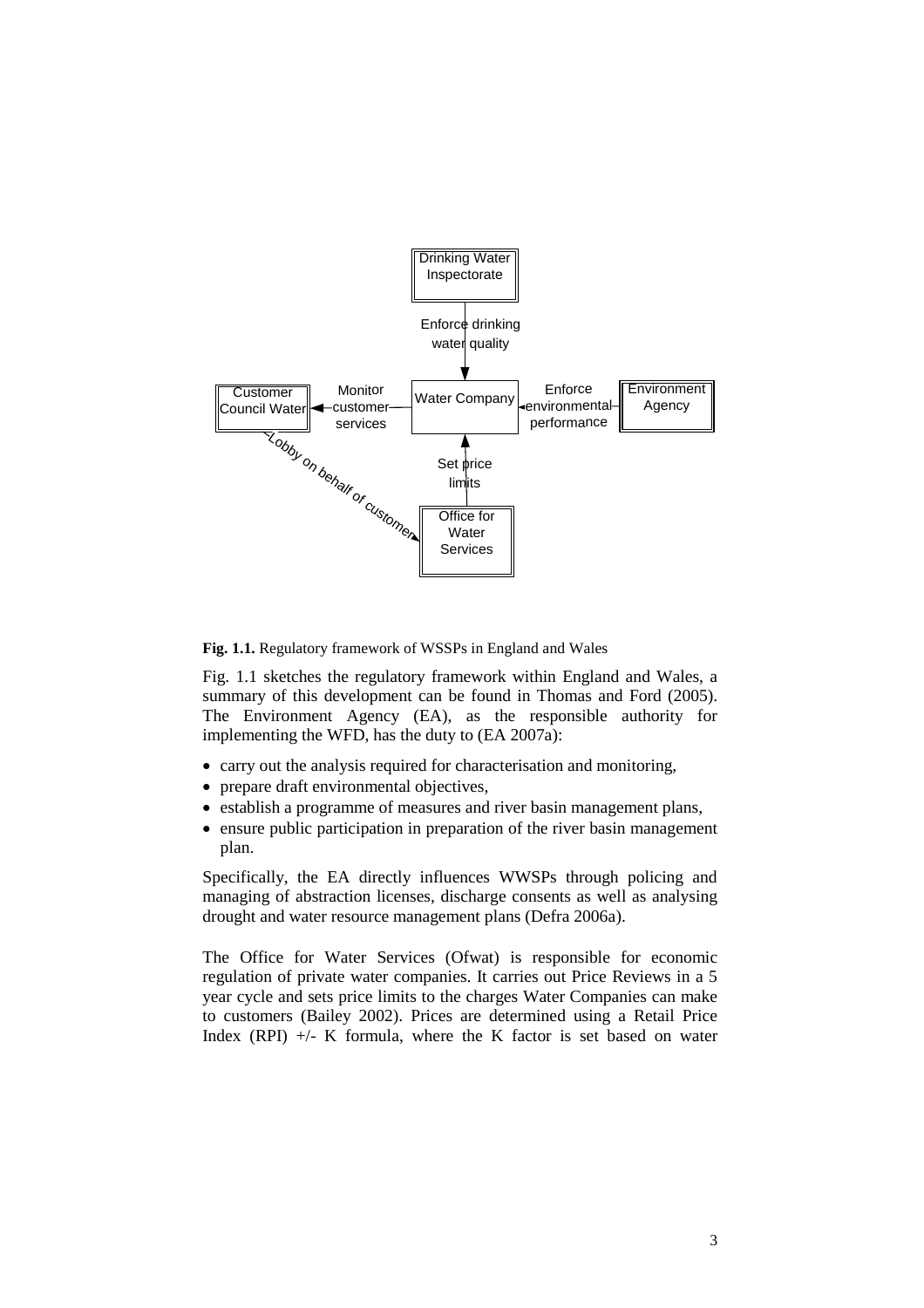**Fig. 1.1.** Regulatory framework of WSSPs in England and Wales

Fig. 1.1 sketches the regulatory framework within England and Wales, a summary of this development can be found in Thomas and Ford (2005). The Environment Agency (EA), as the responsible authority for implementing the WFD, has the duty to (EA 2007a):

- carry out the analysis required for characterisation and monitoring,
- prepare draft environmental objectives,
- establish a programme of measures and river basin management plans,
- ensure public participation in preparation of the river basin management plan.

Specifically, the EA directly influences WWSPs through policing and managing of abstraction licenses, discharge consents as well as analysing drought and water resource management plans (Defra 2006a).

The Office for Water Services (Ofwat) is responsible for economic regulation of private water companies. It carries out Price Reviews in a 5 year cycle and sets price limits to the charges Water Companies can make to customers (Bailey 2002). Prices are determined using a Retail Price Index (RPI) +/- K formula, where the K factor is set based on water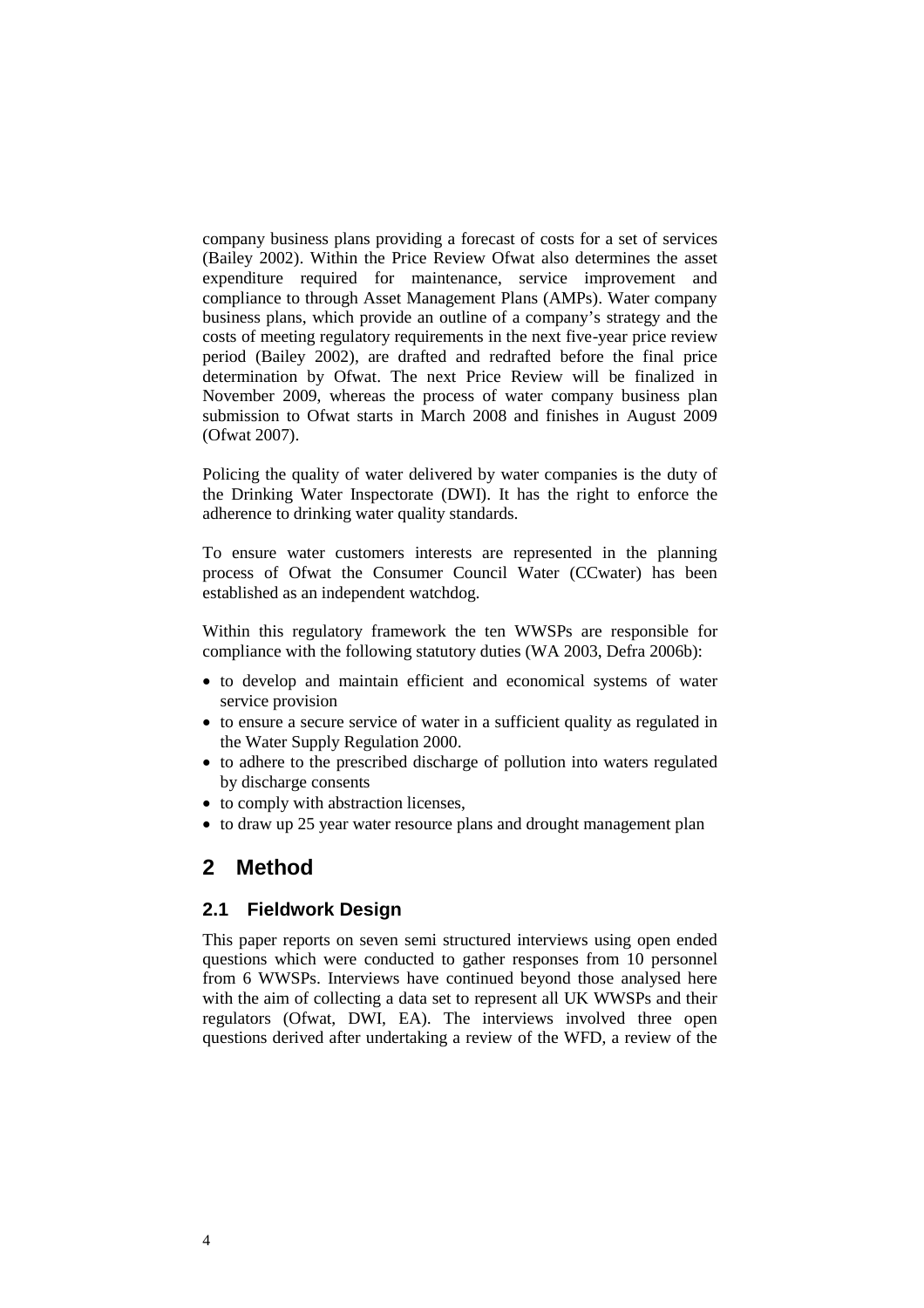company business plans providing a forecast of costs for a set of services (Bailey 2002). Within the Price Review Ofwat also determines the asset expenditure required for maintenance, service improvement and compliance to through Asset Management Plans (AMPs). Water company business plans, which provide an outline of a company's strategy and the costs of meeting regulatory requirements in the next five-year price review period (Bailey 2002), are drafted and redrafted before the final price determination by Ofwat. The next Price Review will be finalized in November 2009, whereas the process of water company business plan submission to Ofwat starts in March 2008 and finishes in August 2009 (Ofwat 2007).

Policing the quality of water delivered by water companies is the duty of the Drinking Water Inspectorate (DWI). It has the right to enforce the adherence to drinking water quality standards.

To ensure water customers interests are represented in the planning process of Ofwat the Consumer Council Water (CCwater) has been established as an independent watchdog.

Within this regulatory framework the ten WWSPs are responsible for compliance with the following statutory duties (WA 2003, Defra 2006b):

- to develop and maintain efficient and economical systems of water service provision
- to ensure a secure service of water in a sufficient quality as regulated in the Water Supply Regulation 2000.
- to adhere to the prescribed discharge of pollution into waters regulated by discharge consents
- to comply with abstraction licenses,
- to draw up 25 year water resource plans and drought management plan

# 2 Method

## 2.1 Fieldwork Design

This paper reports on seven semi structured interviews using open ended questions which were conducted to gather responses from 10 personnel from 6 WWSPs. Interviews have continued beyond those analysed here with the aim of collecting a data set to represent all UK WWSPs and their regulators (Ofwat, DWI, EA). The interviews involved three open questions derived after undertaking a review of the WFD, a review of the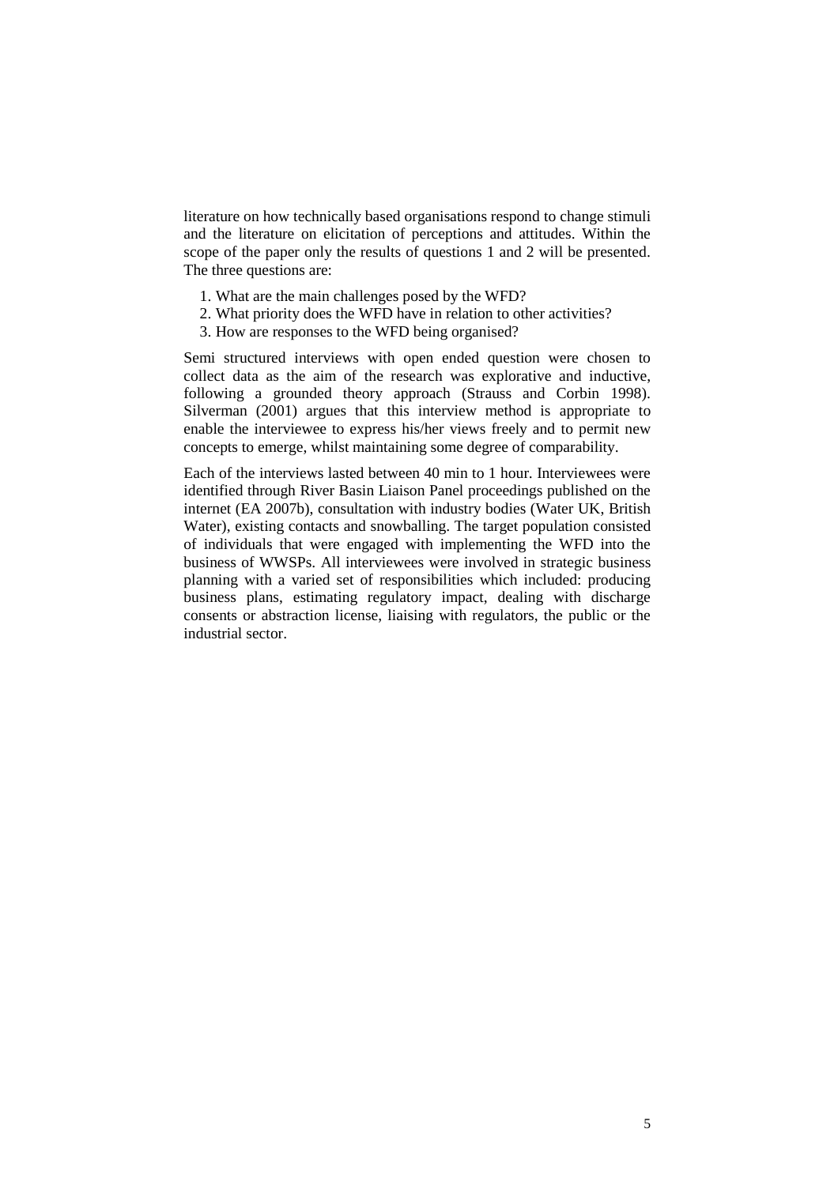literature on how technically based organisations respond to change stimuli and the literature on elicitation of perceptions and attitudes. Within the scope of the paper only the results of questions 1 and 2 will be presented. The three questions are:

1. What are the main challenges posed by the WFD?
2. What priority does the WFD have in relation to other activities?
3. How are responses to the WFD being organised?

Semi structured interviews with open ended question were chosen to collect data as the aim of the research was explorative and inductive, following a grounded theory approach (Strauss and Corbin 1998). Silverman (2001) argues that this interview method is appropriate to enable the interviewee to express his/her views freely and to permit new concepts to emerge, whilst maintaining some degree of comparability.

Each of the interviews lasted between 40 min to 1 hour. Interviewees were identified through River Basin Liaison Panel proceedings published on the internet (EA 2007b), consultation with industry bodies (Water UK, British Water), existing contacts and snowballing. The target population consisted of individuals that were engaged with implementing the WFD into the business of WWSPs. All interviewees were involved in strategic business planning with a varied set of responsibilities which included: producing business plans, estimating regulatory impact, dealing with discharge consents or abstraction license, liaising with regulators, the public or the industrial sector.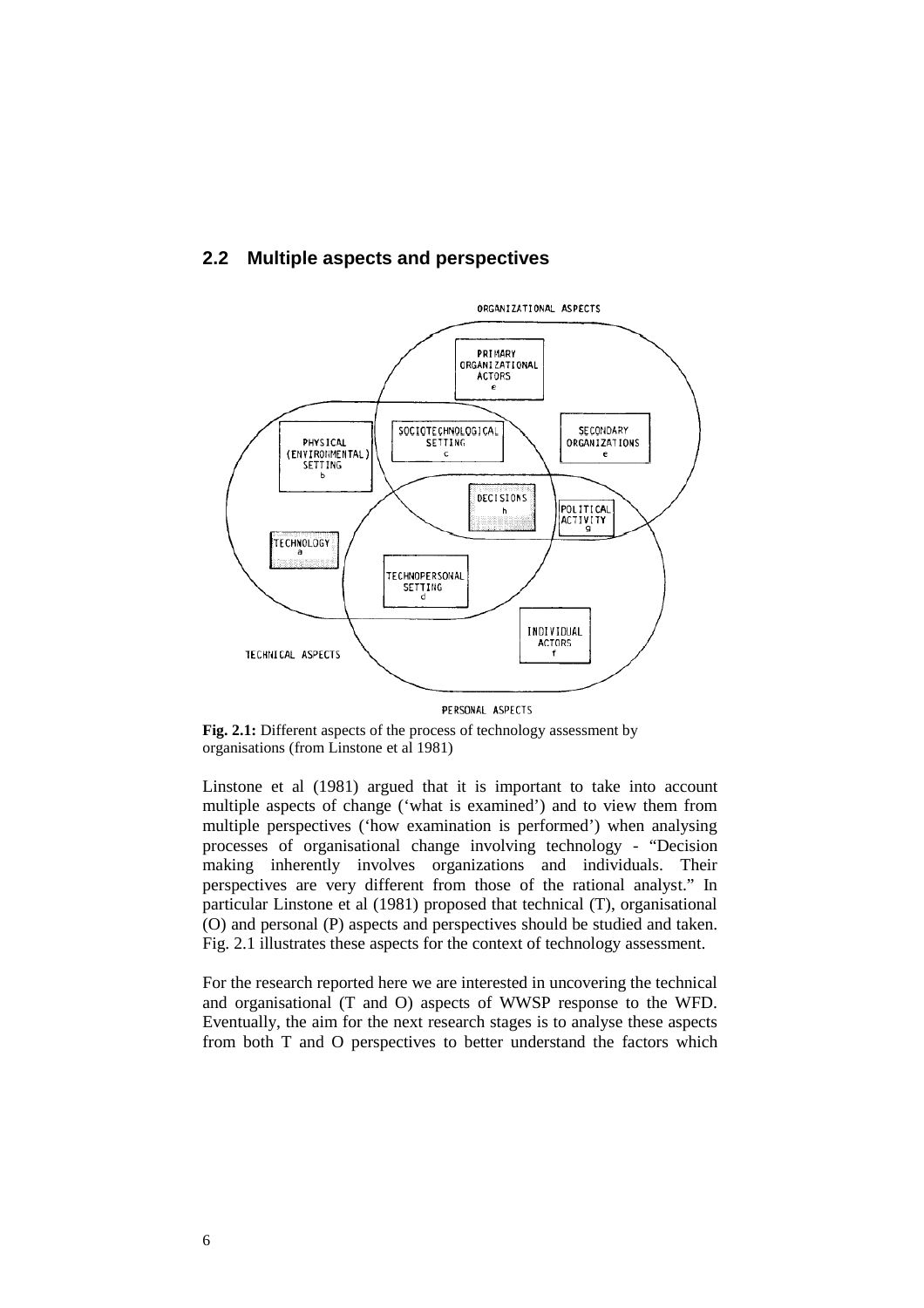## 2.2 Multiple aspects and perspectives

**Fig. 2.1:** Different aspects of the process of technology assessment by organisations (from Linstone et al 1981)

Linstone et al (1981) argued that it is important to take into account multiple aspects of change ('what is examined') and to view them from multiple perspectives ('how examination is performed') when analysing processes of organisational change involving technology - "Decision making inherently involves organizations and individuals. Their perspectives are very different from those of the rational analyst." In particular Linstone et al (1981) proposed that technical (T), organisational (O) and personal (P) aspects and perspectives should be studied and taken. Fig. 2.1 illustrates these aspects for the context of technology assessment.

For the research reported here we are interested in uncovering the technical and organisational (T and O) aspects of WWSP response to the WFD. Eventually, the aim for the next research stages is to analyse these aspects from both T and O perspectives to better understand the factors which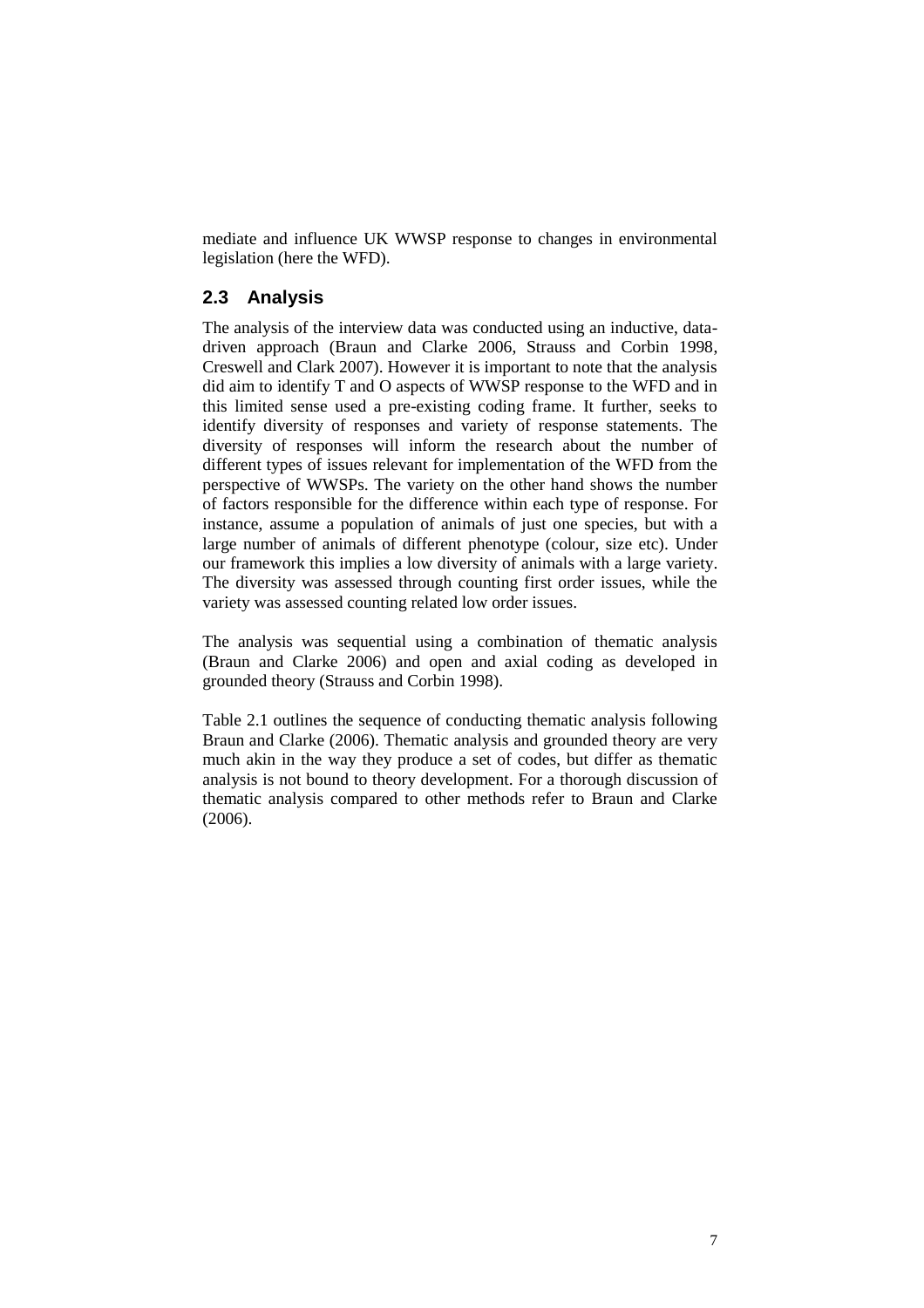mediate and influence UK WWSP response to changes in environmental legislation (here the WFD).

## 2.3 Analysis

The analysis of the interview data was conducted using an inductive, data-driven approach (Braun and Clarke 2006, Strauss and Corbin 1998, Creswell and Clark 2007). However it is important to note that the analysis did aim to identify T and O aspects of WWSP response to the WFD and in this limited sense used a pre-existing coding frame. It further, seeks to identify diversity of responses and variety of response statements. The diversity of responses will inform the research about the number of different types of issues relevant for implementation of the WFD from the perspective of WWSPs. The variety on the other hand shows the number of factors responsible for the difference within each type of response. For instance, assume a population of animals of just one species, but with a large number of animals of different phenotype (colour, size etc). Under our framework this implies a low diversity of animals with a large variety. The diversity was assessed through counting first order issues, while the variety was assessed counting related low order issues.

The analysis was sequential using a combination of thematic analysis (Braun and Clarke 2006) and open and axial coding as developed in grounded theory (Strauss and Corbin 1998).

Table 2.1 outlines the sequence of conducting thematic analysis following Braun and Clarke (2006). Thematic analysis and grounded theory are very much akin in the way they produce a set of codes, but differ as thematic analysis is not bound to theory development. For a thorough discussion of thematic analysis compared to other methods refer to Braun and Clarke (2006).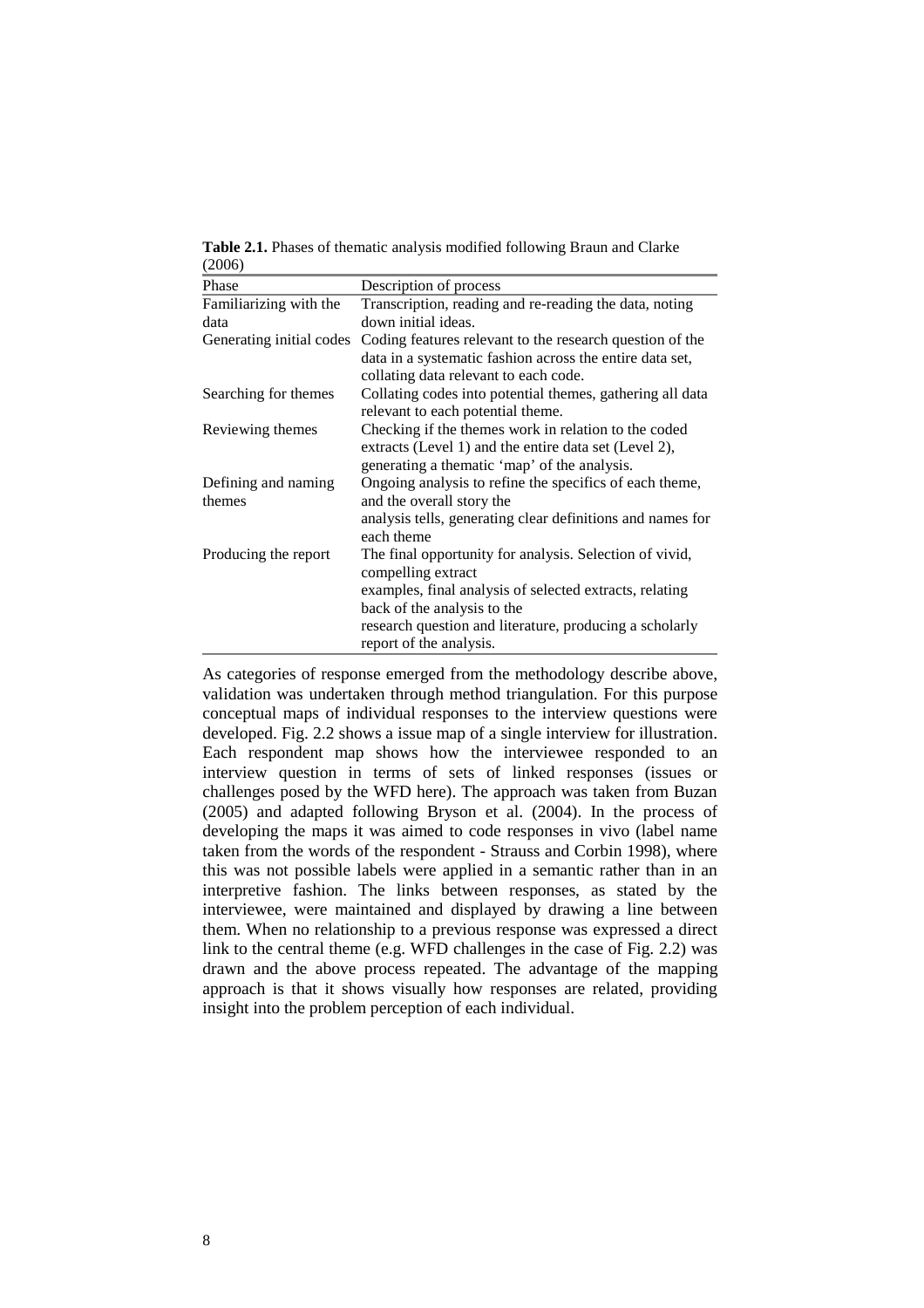**Table 2.1.** Phases of thematic analysis modified following Braun and Clarke (2006)

| Phase | Description of process |
|---|---|
| Familiarizing with the data | Transcription, reading and re-reading the data, noting down initial ideas. |
| Generating initial codes | Coding features relevant to the research question of the data in a systematic fashion across the entire data set, collating data relevant to each code. |
| Searching for themes | Collating codes into potential themes, gathering all data relevant to each potential theme. |
| Reviewing themes | Checking if the themes work in relation to the coded extracts (Level 1) and the entire data set (Level 2), generating a thematic 'map' of the analysis. |
| Defining and naming themes | Ongoing analysis to refine the specifics of each theme, and the overall story the analysis tells, generating clear definitions and names for each theme |
| Producing the report | The final opportunity for analysis. Selection of vivid, compelling extract examples, final analysis of selected extracts, relating back of the analysis to the research question and literature, producing a scholarly report of the analysis. |

As categories of response emerged from the methodology describe above, validation was undertaken through method triangulation. For this purpose conceptual maps of individual responses to the interview questions were developed. Fig. 2.2 shows a issue map of a single interview for illustration. Each respondent map shows how the interviewee responded to an interview question in terms of sets of linked responses (issues or challenges posed by the WFD here). The approach was taken from Buzan (2005) and adapted following Bryson et al. (2004). In the process of developing the maps it was aimed to code responses in vivo (label name taken from the words of the respondent - Strauss and Corbin 1998), where this was not possible labels were applied in a semantic rather than in an interpretive fashion. The links between responses, as stated by the interviewee, were maintained and displayed by drawing a line between them. When no relationship to a previous response was expressed a direct link to the central theme (e.g. WFD challenges in the case of Fig. 2.2) was drawn and the above process repeated. The advantage of the mapping approach is that it shows visually how responses are related, providing insight into the problem perception of each individual.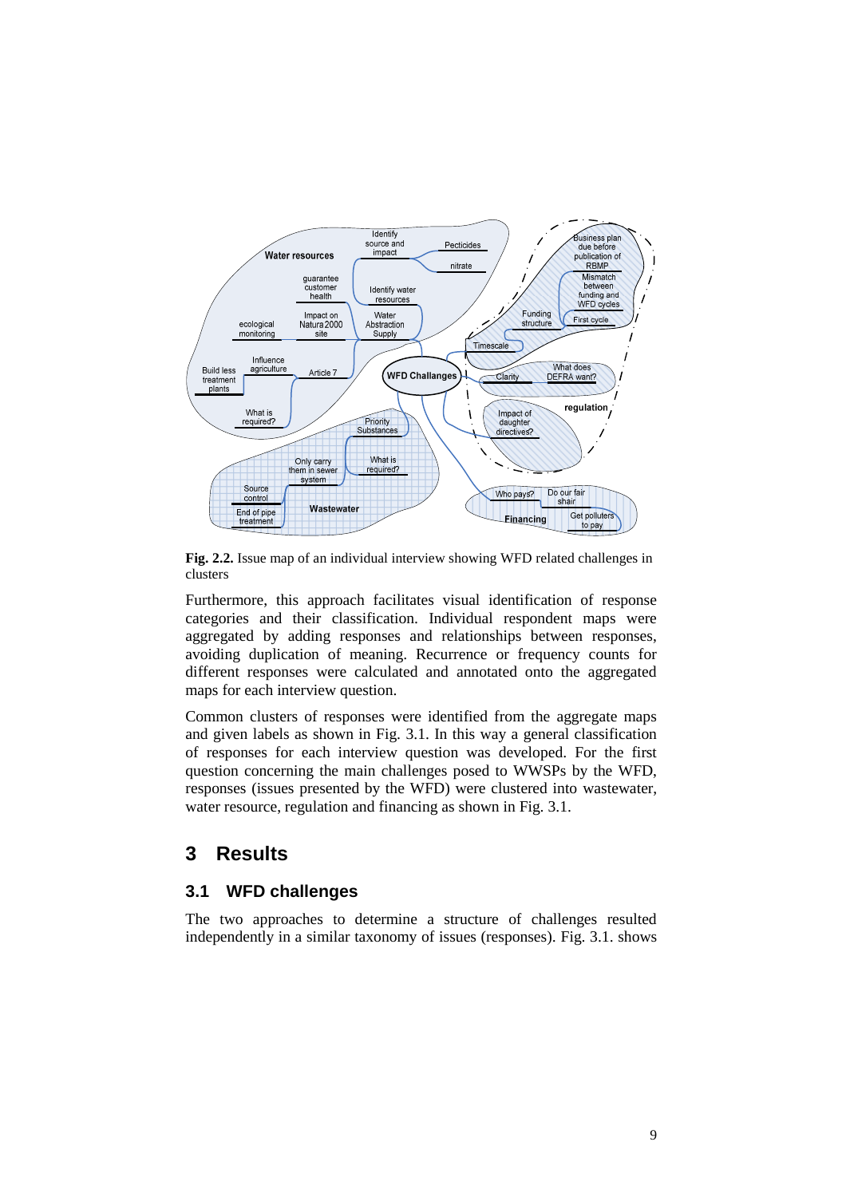**Fig. 2.2.** Issue map of an individual interview showing WFD related challenges in clusters

Furthermore, this approach facilitates visual identification of response categories and their classification. Individual respondent maps were aggregated by adding responses and relationships between responses, avoiding duplication of meaning. Recurrence or frequency counts for different responses were calculated and annotated onto the aggregated maps for each interview question.

Common clusters of responses were identified from the aggregate maps and given labels as shown in Fig. 3.1. In this way a general classification of responses for each interview question was developed. For the first question concerning the main challenges posed to WWSPs by the WFD, responses (issues presented by the WFD) were clustered into wastewater, water resource, regulation and financing as shown in Fig. 3.1.

# 3 Results

## 3.1 WFD challenges

The two approaches to determine a structure of challenges resulted independently in a similar taxonomy of issues (responses). Fig. 3.1. shows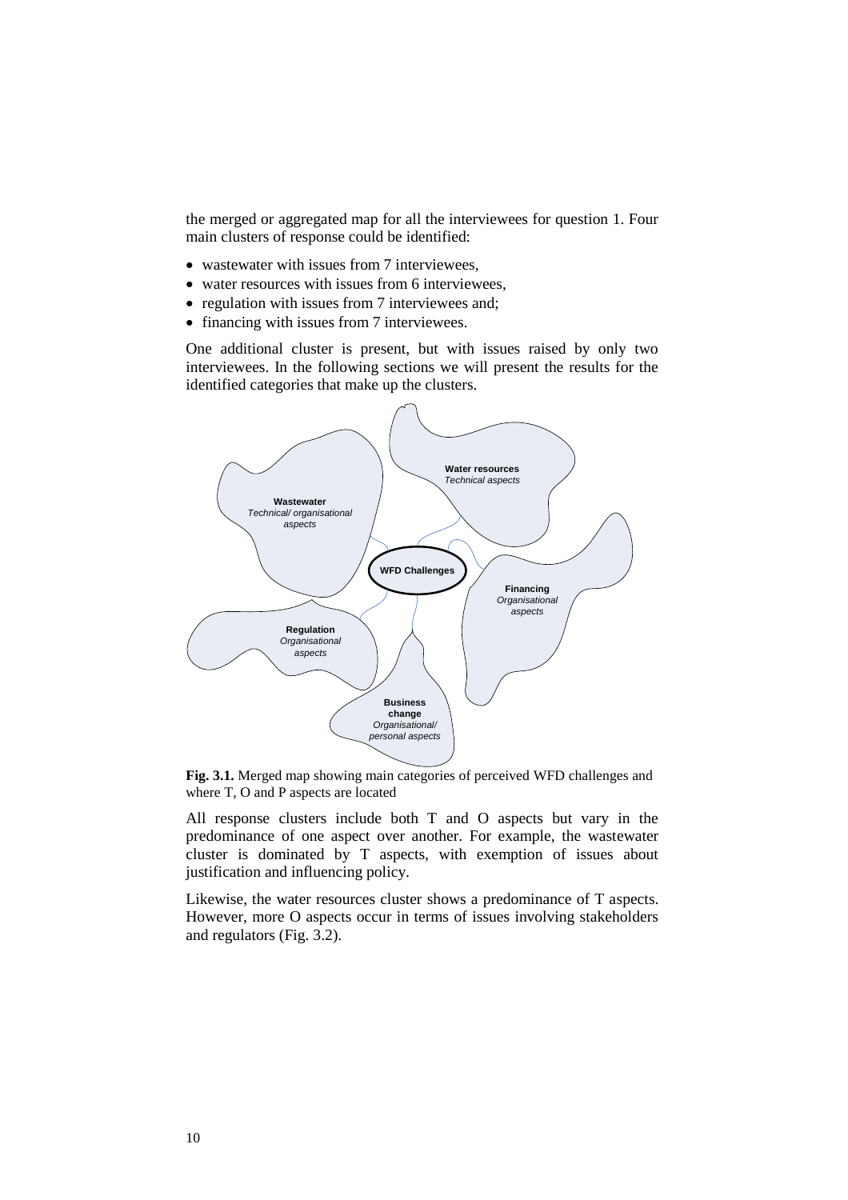the merged or aggregated map for all the interviewees for question 1. Four main clusters of response could be identified:

- wastewater with issues from 7 interviewees,
- water resources with issues from 6 interviewees,
- regulation with issues from 7 interviewees and;
- financing with issues from 7 interviewees.

One additional cluster is present, but with issues raised by only two interviewees. In the following sections we will present the results for the identified categories that make up the clusters.

**Fig. 3.1.** Merged map showing main categories of perceived WFD challenges and where T, O and P aspects are located

All response clusters include both T and O aspects but vary in the predominance of one aspect over another. For example, the wastewater cluster is dominated by T aspects, with exemption of issues about justification and influencing policy.

Likewise, the water resources cluster shows a predominance of T aspects. However, more O aspects occur in terms of issues involving stakeholders and regulators (Fig. 3.2).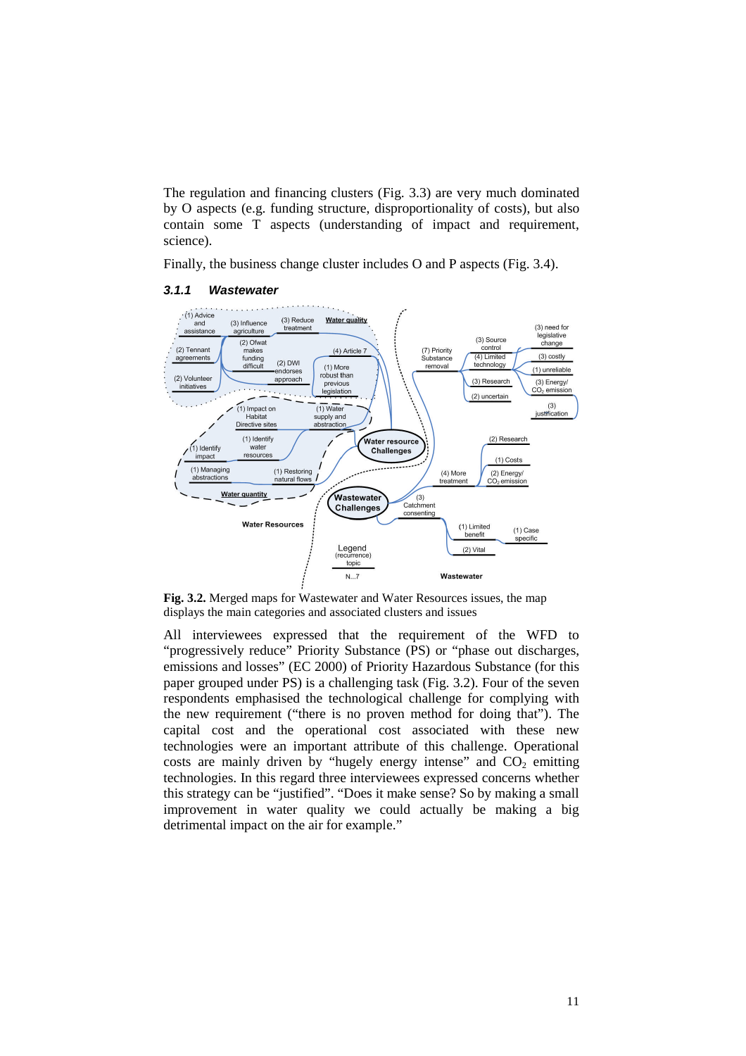The regulation and financing clusters (Fig. 3.3) are very much dominated by O aspects (e.g. funding structure, disproportionality of costs), but also contain some T aspects (understanding of impact and requirement, science).

Finally, the business change cluster includes O and P aspects (Fig. 3.4).

### *3.1.1 Wastewater*

**Fig. 3.2.** Merged maps for Wastewater and Water Resources issues, the map displays the main categories and associated clusters and issues

All interviewees expressed that the requirement of the WFD to "progressively reduce" Priority Substance (PS) or "phase out discharges, emissions and losses" (EC 2000) of Priority Hazardous Substance (for this paper grouped under PS) is a challenging task (Fig. 3.2). Four of the seven respondents emphasised the technological challenge for complying with the new requirement ("there is no proven method for doing that"). The capital cost and the operational cost associated with these new technologies were an important attribute of this challenge. Operational costs are mainly driven by "hugely energy intense" and $CO_2$ emitting technologies. In this regard three interviewees expressed concerns whether this strategy can be "justified". "Does it make sense? So by making a small improvement in water quality we could actually be making a big detrimental impact on the air for example."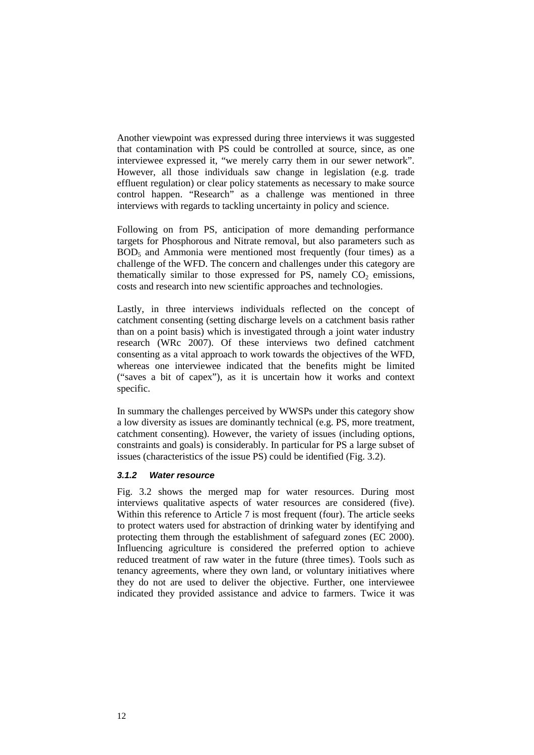Another viewpoint was expressed during three interviews it was suggested that contamination with PS could be controlled at source, since, as one interviewee expressed it, "we merely carry them in our sewer network". However, all those individuals saw change in legislation (e.g. trade effluent regulation) or clear policy statements as necessary to make source control happen. "Research" as a challenge was mentioned in three interviews with regards to tackling uncertainty in policy and science.

Following on from PS, anticipation of more demanding performance targets for Phosphorous and Nitrate removal, but also parameters such as $BOD_5$ and Ammonia were mentioned most frequently (four times) as a challenge of the WFD. The concern and challenges under this category are thematically similar to those expressed for PS, namely $CO_2$ emissions, costs and research into new scientific approaches and technologies.

Lastly, in three interviews individuals reflected on the concept of catchment consenting (setting discharge levels on a catchment basis rather than on a point basis) which is investigated through a joint water industry research (WRc 2007). Of these interviews two defined catchment consenting as a vital approach to work towards the objectives of the WFD, whereas one interviewee indicated that the benefits might be limited ("saves a bit of capex"), as it is uncertain how it works and context specific.

In summary the challenges perceived by WWSPs under this category show a low diversity as issues are dominantly technical (e.g. PS, more treatment, catchment consenting). However, the variety of issues (including options, constraints and goals) is considerably. In particular for PS a large subset of issues (characteristics of the issue PS) could be identified (Fig. 3.2).

### *3.1.2 Water resource*

Fig. 3.2 shows the merged map for water resources. During most interviews qualitative aspects of water resources are considered (five). Within this reference to Article 7 is most frequent (four). The article seeks to protect waters used for abstraction of drinking water by identifying and protecting them through the establishment of safeguard zones (EC 2000). Influencing agriculture is considered the preferred option to achieve reduced treatment of raw water in the future (three times). Tools such as tenancy agreements, where they own land, or voluntary initiatives where they do not are used to deliver the objective. Further, one interviewee indicated they provided assistance and advice to farmers. Twice it was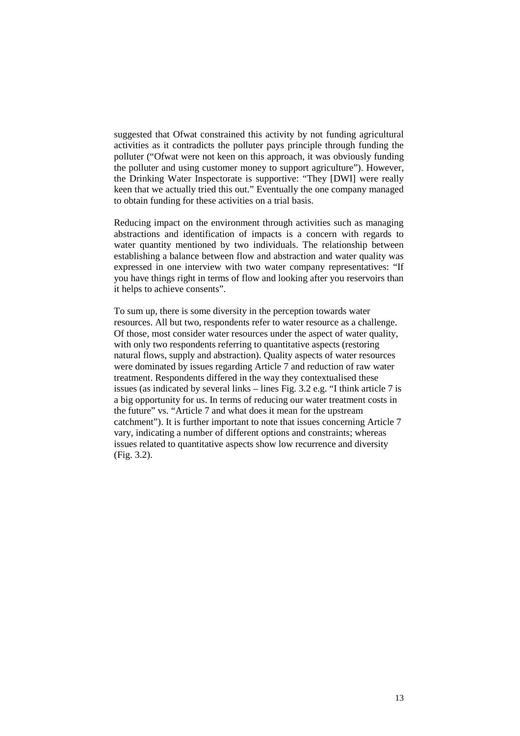suggested that Ofwat constrained this activity by not funding agricultural activities as it contradicts the polluter pays principle through funding the polluter ("Ofwat were not keen on this approach, it was obviously funding the polluter and using customer money to support agriculture"). However, the Drinking Water Inspectorate is supportive: "They [DWI] were really keen that we actually tried this out." Eventually the one company managed to obtain funding for these activities on a trial basis.

Reducing impact on the environment through activities such as managing abstractions and identification of impacts is a concern with regards to water quantity mentioned by two individuals. The relationship between establishing a balance between flow and abstraction and water quality was expressed in one interview with two water company representatives: "If you have things right in terms of flow and looking after you reservoirs than it helps to achieve consents".

To sum up, there is some diversity in the perception towards water resources. All but two, respondents refer to water resource as a challenge. Of those, most consider water resources under the aspect of water quality, with only two respondents referring to quantitative aspects (restoring natural flows, supply and abstraction). Quality aspects of water resources were dominated by issues regarding Article 7 and reduction of raw water treatment. Respondents differed in the way they contextualised these issues (as indicated by several links – lines Fig. 3.2 e.g. "I think article 7 is a big opportunity for us. In terms of reducing our water treatment costs in the future" vs. "Article 7 and what does it mean for the upstream catchment"). It is further important to note that issues concerning Article 7 vary, indicating a number of different options and constraints; whereas issues related to quantitative aspects show low recurrence and diversity (Fig. 3.2).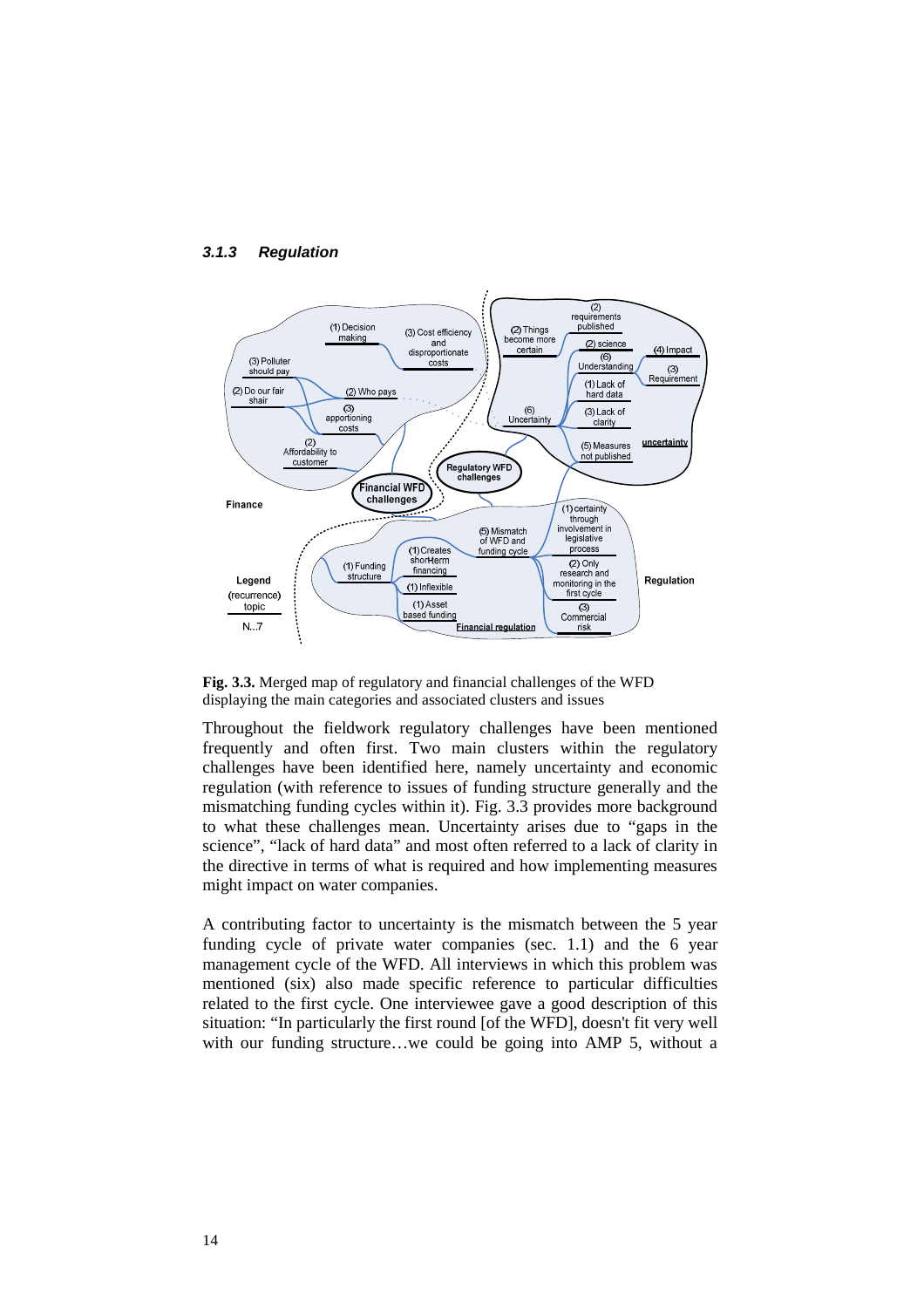### 3.1.3 Regulation

**Fig. 3.3.** Merged map of regulatory and financial challenges of the WFD displaying the main categories and associated clusters and issues

Throughout the fieldwork regulatory challenges have been mentioned frequently and often first. Two main clusters within the regulatory challenges have been identified here, namely uncertainty and economic regulation (with reference to issues of funding structure generally and the mismatching funding cycles within it). Fig. 3.3 provides more background to what these challenges mean. Uncertainty arises due to "gaps in the science", "lack of hard data" and most often referred to a lack of clarity in the directive in terms of what is required and how implementing measures might impact on water companies.

A contributing factor to uncertainty is the mismatch between the 5 year funding cycle of private water companies (sec. 1.1) and the 6 year management cycle of the WFD. All interviews in which this problem was mentioned (six) also made specific reference to particular difficulties related to the first cycle. One interviewee gave a good description of this situation: "In particularly the first round [of the WFD], doesn't fit very well with our funding structure…we could be going into AMP 5, without a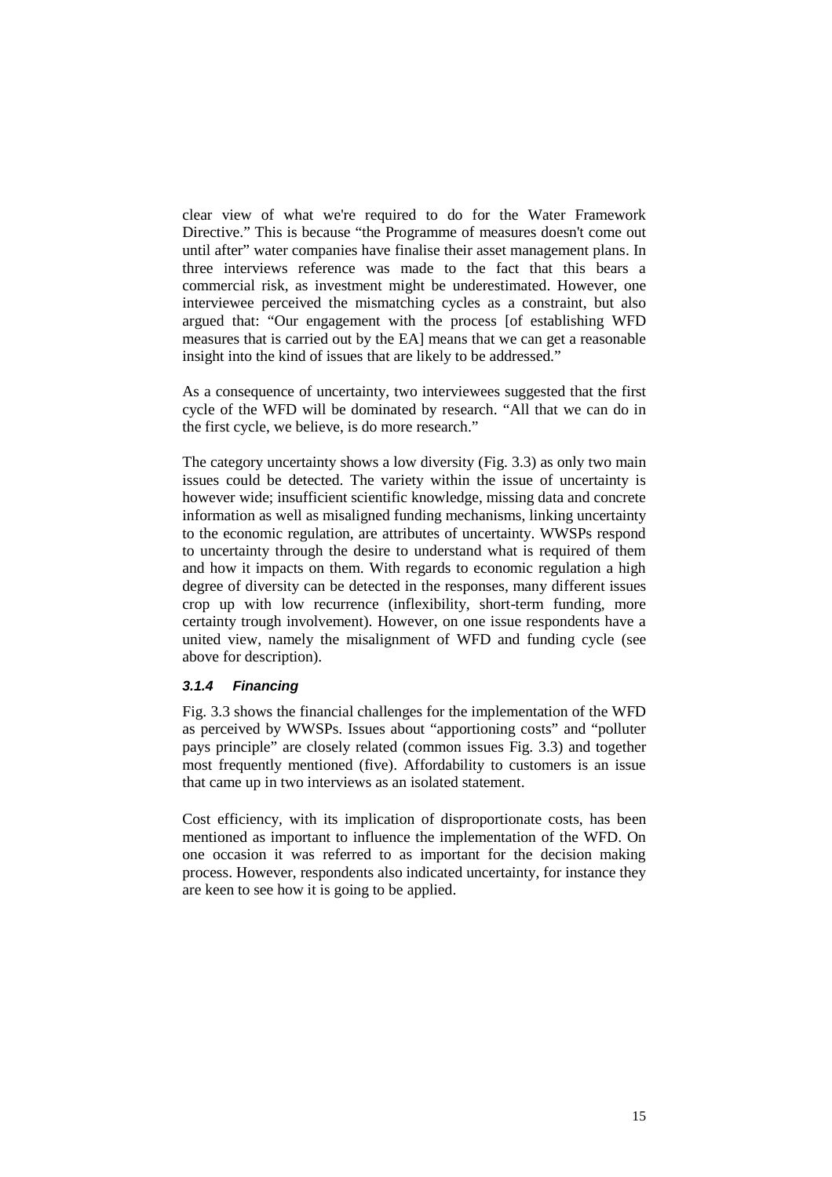clear view of what we're required to do for the Water Framework Directive." This is because "the Programme of measures doesn't come out until after" water companies have finalise their asset management plans. In three interviews reference was made to the fact that this bears a commercial risk, as investment might be underestimated. However, one interviewee perceived the mismatching cycles as a constraint, but also argued that: "Our engagement with the process [of establishing WFD measures that is carried out by the EA] means that we can get a reasonable insight into the kind of issues that are likely to be addressed."

As a consequence of uncertainty, two interviewees suggested that the first cycle of the WFD will be dominated by research. "All that we can do in the first cycle, we believe, is do more research."

The category uncertainty shows a low diversity (Fig. 3.3) as only two main issues could be detected. The variety within the issue of uncertainty is however wide; insufficient scientific knowledge, missing data and concrete information as well as misaligned funding mechanisms, linking uncertainty to the economic regulation, are attributes of uncertainty. WWSPs respond to uncertainty through the desire to understand what is required of them and how it impacts on them. With regards to economic regulation a high degree of diversity can be detected in the responses, many different issues crop up with low recurrence (inflexibility, short-term funding, more certainty trough involvement). However, on one issue respondents have a united view, namely the misalignment of WFD and funding cycle (see above for description).

#### *3.1.4 Financing*

Fig. 3.3 shows the financial challenges for the implementation of the WFD as perceived by WWSPs. Issues about "apportioning costs" and "polluter pays principle" are closely related (common issues Fig. 3.3) and together most frequently mentioned (five). Affordability to customers is an issue that came up in two interviews as an isolated statement.

Cost efficiency, with its implication of disproportionate costs, has been mentioned as important to influence the implementation of the WFD. On one occasion it was referred to as important for the decision making process. However, respondents also indicated uncertainty, for instance they are keen to see how it is going to be applied.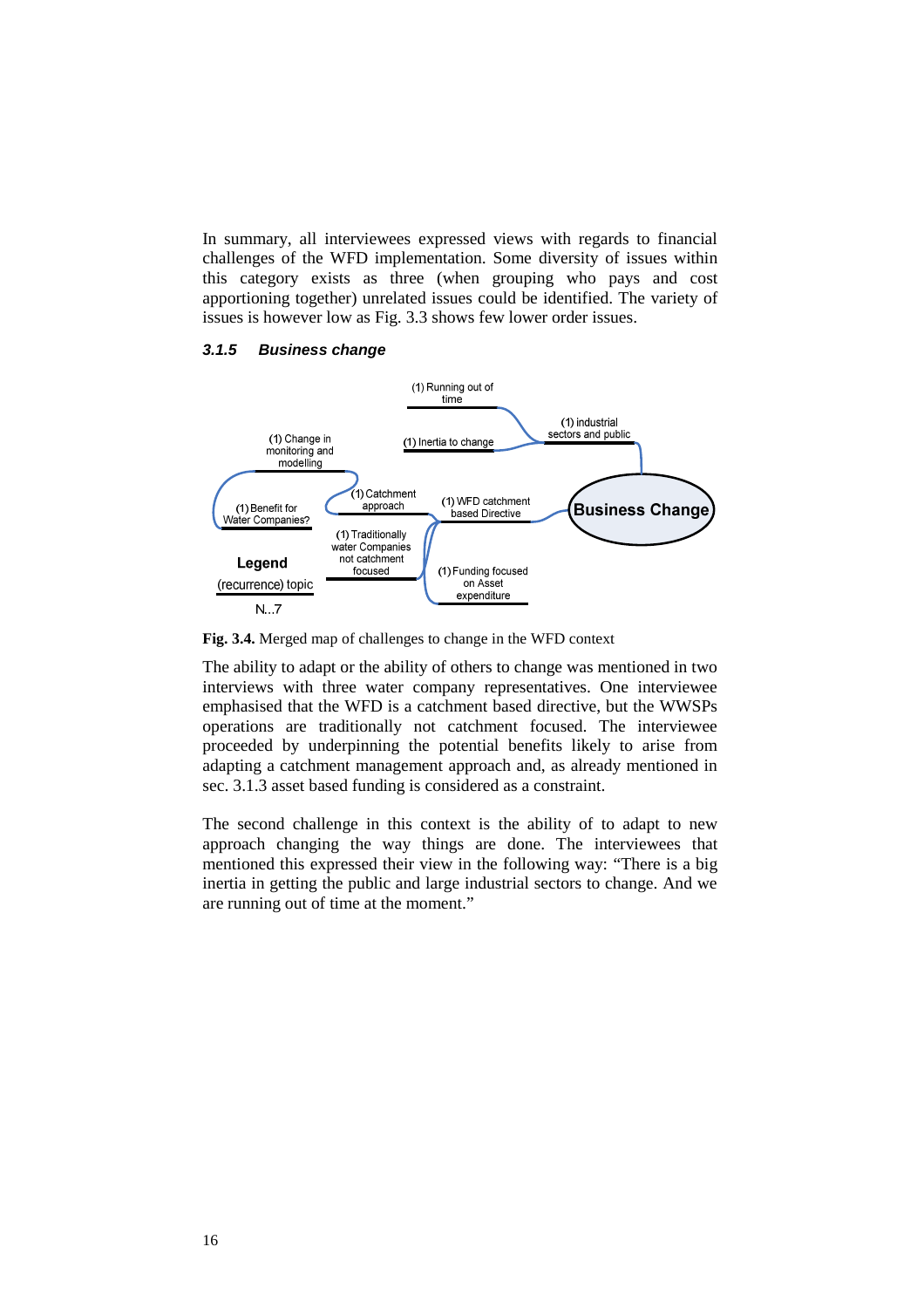In summary, all interviewees expressed views with regards to financial challenges of the WFD implementation. Some diversity of issues within this category exists as three (when grouping who pays and cost apportioning together) unrelated issues could be identified. The variety of issues is however low as Fig. 3.3 shows few lower order issues.

### 3.1.5 Business change

**Fig. 3.4.** Merged map of challenges to change in the WFD context

The ability to adapt or the ability of others to change was mentioned in two interviews with three water company representatives. One interviewee emphasised that the WFD is a catchment based directive, but the WWSPs operations are traditionally not catchment focused. The interviewee proceeded by underpinning the potential benefits likely to arise from adapting a catchment management approach and, as already mentioned in sec. 3.1.3 asset based funding is considered as a constraint.

The second challenge in this context is the ability of to adapt to new approach changing the way things are done. The interviewees that mentioned this expressed their view in the following way: "There is a big inertia in getting the public and large industrial sectors to change. And we are running out of time at the moment."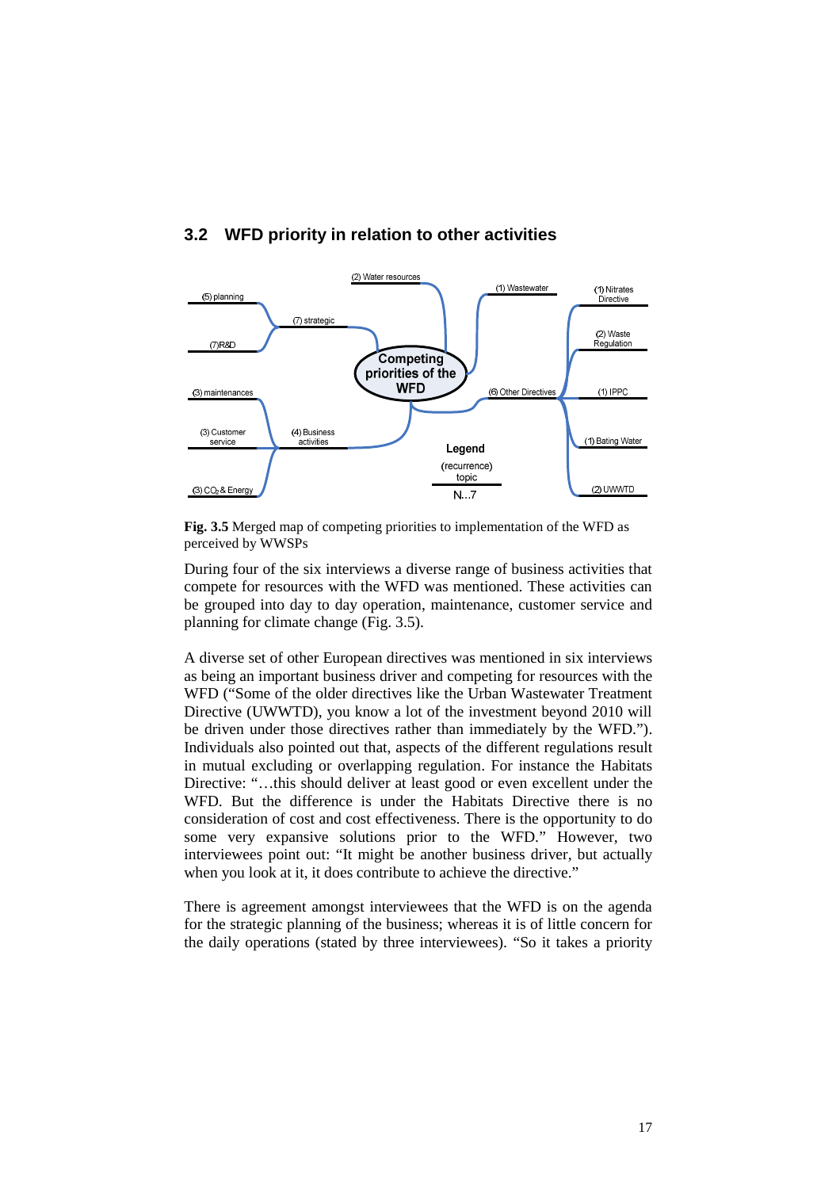## 3.2 WFD priority in relation to other activities

**Fig. 3.5** Merged map of competing priorities to implementation of the WFD as perceived by WWSPs

During four of the six interviews a diverse range of business activities that compete for resources with the WFD was mentioned. These activities can be grouped into day to day operation, maintenance, customer service and planning for climate change (Fig. 3.5).

A diverse set of other European directives was mentioned in six interviews as being an important business driver and competing for resources with the WFD ("Some of the older directives like the Urban Wastewater Treatment Directive (UWWTD), you know a lot of the investment beyond 2010 will be driven under those directives rather than immediately by the WFD."). Individuals also pointed out that, aspects of the different regulations result in mutual excluding or overlapping regulation. For instance the Habitats Directive: "…this should deliver at least good or even excellent under the WFD. But the difference is under the Habitats Directive there is no consideration of cost and cost effectiveness. There is the opportunity to do some very expansive solutions prior to the WFD." However, two interviewees point out: "It might be another business driver, but actually when you look at it, it does contribute to achieve the directive."

There is agreement amongst interviewees that the WFD is on the agenda for the strategic planning of the business; whereas it is of little concern for the daily operations (stated by three interviewees). "So it takes a priority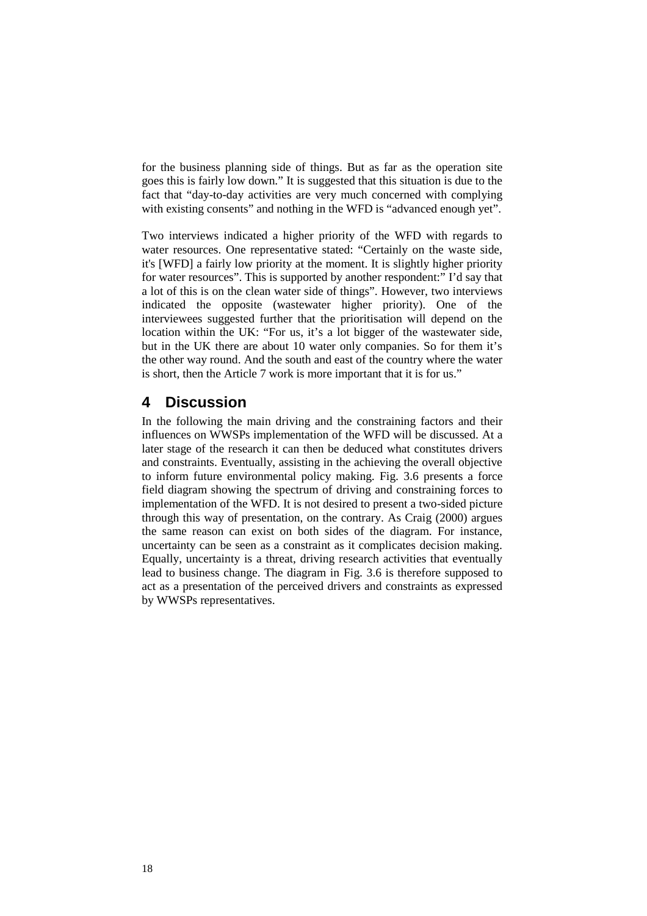for the business planning side of things. But as far as the operation site goes this is fairly low down." It is suggested that this situation is due to the fact that "day-to-day activities are very much concerned with complying with existing consents" and nothing in the WFD is "advanced enough yet".

Two interviews indicated a higher priority of the WFD with regards to water resources. One representative stated: "Certainly on the waste side, it's [WFD] a fairly low priority at the moment. It is slightly higher priority for water resources". This is supported by another respondent:" I'd say that a lot of this is on the clean water side of things". However, two interviews indicated the opposite (wastewater higher priority). One of the interviewees suggested further that the prioritisation will depend on the location within the UK: "For us, it's a lot bigger of the wastewater side, but in the UK there are about 10 water only companies. So for them it's the other way round. And the south and east of the country where the water is short, then the Article 7 work is more important that it is for us."

## 4 Discussion

In the following the main driving and the constraining factors and their influences on WWSPs implementation of the WFD will be discussed. At a later stage of the research it can then be deduced what constitutes drivers and constraints. Eventually, assisting in the achieving the overall objective to inform future environmental policy making. Fig. 3.6 presents a force field diagram showing the spectrum of driving and constraining forces to implementation of the WFD. It is not desired to present a two-sided picture through this way of presentation, on the contrary. As Craig (2000) argues the same reason can exist on both sides of the diagram. For instance, uncertainty can be seen as a constraint as it complicates decision making. Equally, uncertainty is a threat, driving research activities that eventually lead to business change. The diagram in Fig. 3.6 is therefore supposed to act as a presentation of the perceived drivers and constraints as expressed by WWSPs representatives.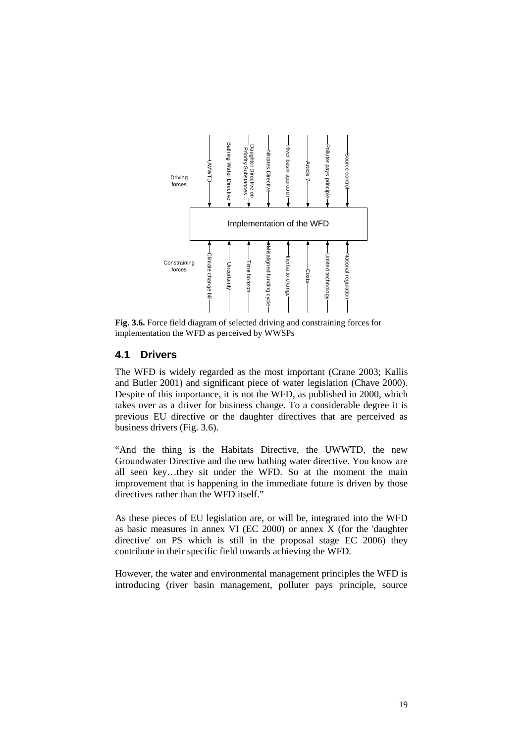Driving forces

- UWWTD
- Bathing Water Directive
- Daughter Directive on Priority Substances
- Nitrates Directive
- River basin approach
- Article 7
- Polluter pays principle
- Source control

Implementation of the WFD

Constraining forces

- Climate change bill
- Uncertainty
- Time horizon
- Misaligned funding cycle
- Inertia to change
- Costs
- Limited technology
- National regulation

**Fig. 3.6.** Force field diagram of selected driving and constraining forces for implementation the WFD as perceived by WWSPs

## 4.1 Drivers

The WFD is widely regarded as the most important (Crane 2003; Kallis and Butler 2001) and significant piece of water legislation (Chave 2000). Despite of this importance, it is not the WFD, as published in 2000, which takes over as a driver for business change. To a considerable degree it is previous EU directive or the daughter directives that are perceived as business drivers (Fig. 3.6).

"And the thing is the Habitats Directive, the UWWTD, the new Groundwater Directive and the new bathing water directive. You know are all seen key…they sit under the WFD. So at the moment the main improvement that is happening in the immediate future is driven by those directives rather than the WFD itself."

As these pieces of EU legislation are, or will be, integrated into the WFD as basic measures in annex VI (EC 2000) or annex X (for the 'daughter directive' on PS which is still in the proposal stage EC 2006) they contribute in their specific field towards achieving the WFD.

However, the water and environmental management principles the WFD is introducing (river basin management, polluter pays principle, source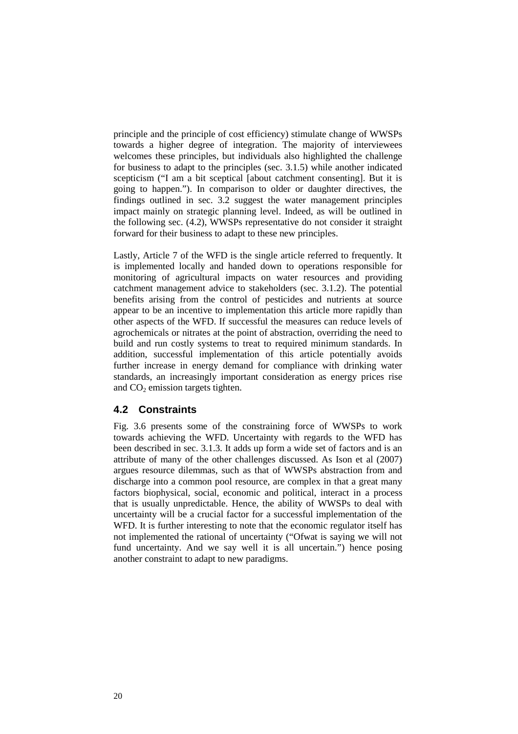principle and the principle of cost efficiency) stimulate change of WWSPs towards a higher degree of integration. The majority of interviewees welcomes these principles, but individuals also highlighted the challenge for business to adapt to the principles (sec. 3.1.5) while another indicated scepticism ("I am a bit sceptical [about catchment consenting]. But it is going to happen."). In comparison to older or daughter directives, the findings outlined in sec. 3.2 suggest the water management principles impact mainly on strategic planning level. Indeed, as will be outlined in the following sec. (4.2), WWSPs representative do not consider it straight forward for their business to adapt to these new principles.

Lastly, Article 7 of the WFD is the single article referred to frequently. It is implemented locally and handed down to operations responsible for monitoring of agricultural impacts on water resources and providing catchment management advice to stakeholders (sec. 3.1.2). The potential benefits arising from the control of pesticides and nutrients at source appear to be an incentive to implementation this article more rapidly than other aspects of the WFD. If successful the measures can reduce levels of agrochemicals or nitrates at the point of abstraction, overriding the need to build and run costly systems to treat to required minimum standards. In addition, successful implementation of this article potentially avoids further increase in energy demand for compliance with drinking water standards, an increasingly important consideration as energy prices rise and $CO_2$ emission targets tighten.

## 4.2 Constraints

Fig. 3.6 presents some of the constraining force of WWSPs to work towards achieving the WFD. Uncertainty with regards to the WFD has been described in sec. 3.1.3. It adds up form a wide set of factors and is an attribute of many of the other challenges discussed. As Ison et al (2007) argues resource dilemmas, such as that of WWSPs abstraction from and discharge into a common pool resource, are complex in that a great many factors biophysical, social, economic and political, interact in a process that is usually unpredictable. Hence, the ability of WWSPs to deal with uncertainty will be a crucial factor for a successful implementation of the WFD. It is further interesting to note that the economic regulator itself has not implemented the rational of uncertainty ("Ofwat is saying we will not fund uncertainty. And we say well it is all uncertain.") hence posing another constraint to adapt to new paradigms.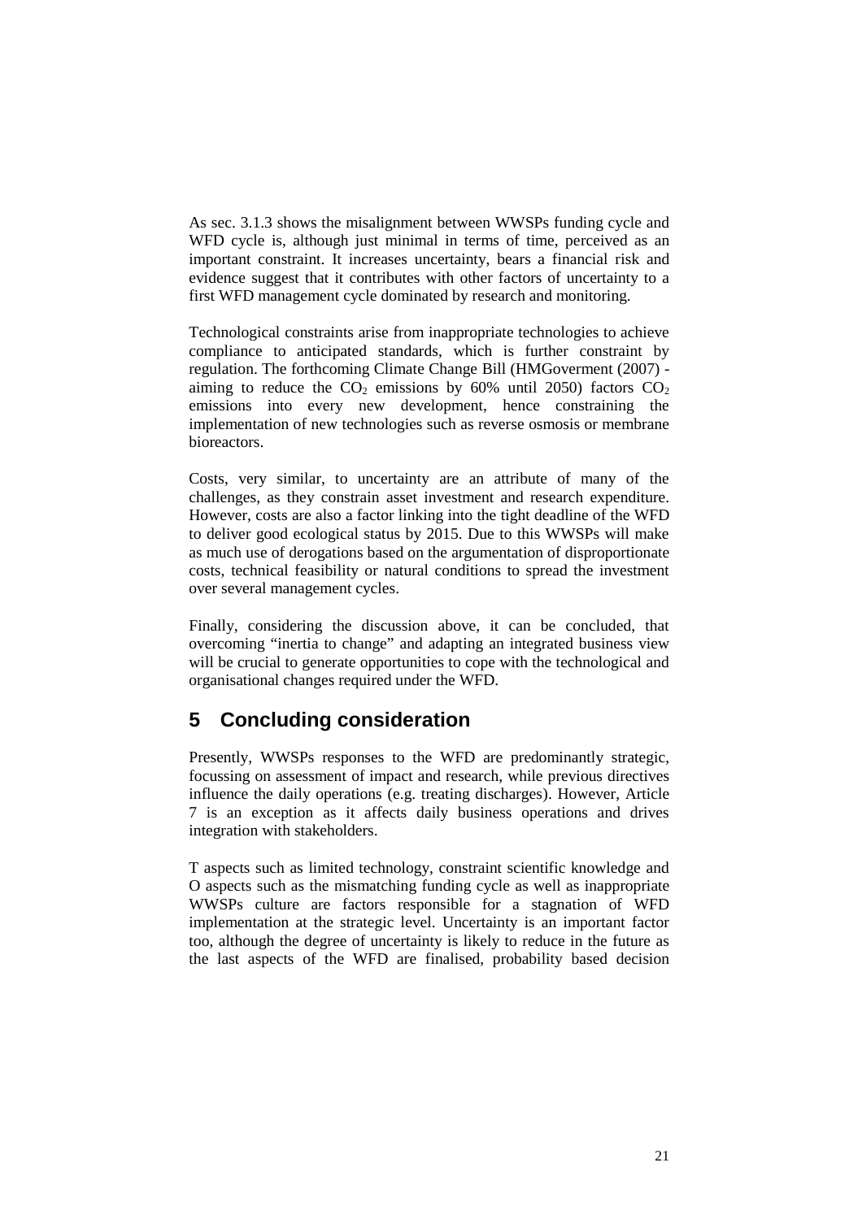As sec. 3.1.3 shows the misalignment between WWSPs funding cycle and WFD cycle is, although just minimal in terms of time, perceived as an important constraint. It increases uncertainty, bears a financial risk and evidence suggest that it contributes with other factors of uncertainty to a first WFD management cycle dominated by research and monitoring.

Technological constraints arise from inappropriate technologies to achieve compliance to anticipated standards, which is further constraint by regulation. The forthcoming Climate Change Bill (HMGoverment (2007) - aiming to reduce the $CO_2$ emissions by 60% until 2050) factors $CO_2$ emissions into every new development, hence constraining the implementation of new technologies such as reverse osmosis or membrane bioreactors.

Costs, very similar, to uncertainty are an attribute of many of the challenges, as they constrain asset investment and research expenditure. However, costs are also a factor linking into the tight deadline of the WFD to deliver good ecological status by 2015. Due to this WWSPs will make as much use of derogations based on the argumentation of disproportionate costs, technical feasibility or natural conditions to spread the investment over several management cycles.

Finally, considering the discussion above, it can be concluded, that overcoming "inertia to change" and adapting an integrated business view will be crucial to generate opportunities to cope with the technological and organisational changes required under the WFD.

# 5 Concluding consideration

Presently, WWSPs responses to the WFD are predominantly strategic, focussing on assessment of impact and research, while previous directives influence the daily operations (e.g. treating discharges). However, Article 7 is an exception as it affects daily business operations and drives integration with stakeholders.

T aspects such as limited technology, constraint scientific knowledge and O aspects such as the mismatching funding cycle as well as inappropriate WWSPs culture are factors responsible for a stagnation of WFD implementation at the strategic level. Uncertainty is an important factor too, although the degree of uncertainty is likely to reduce in the future as the last aspects of the WFD are finalised, probability based decision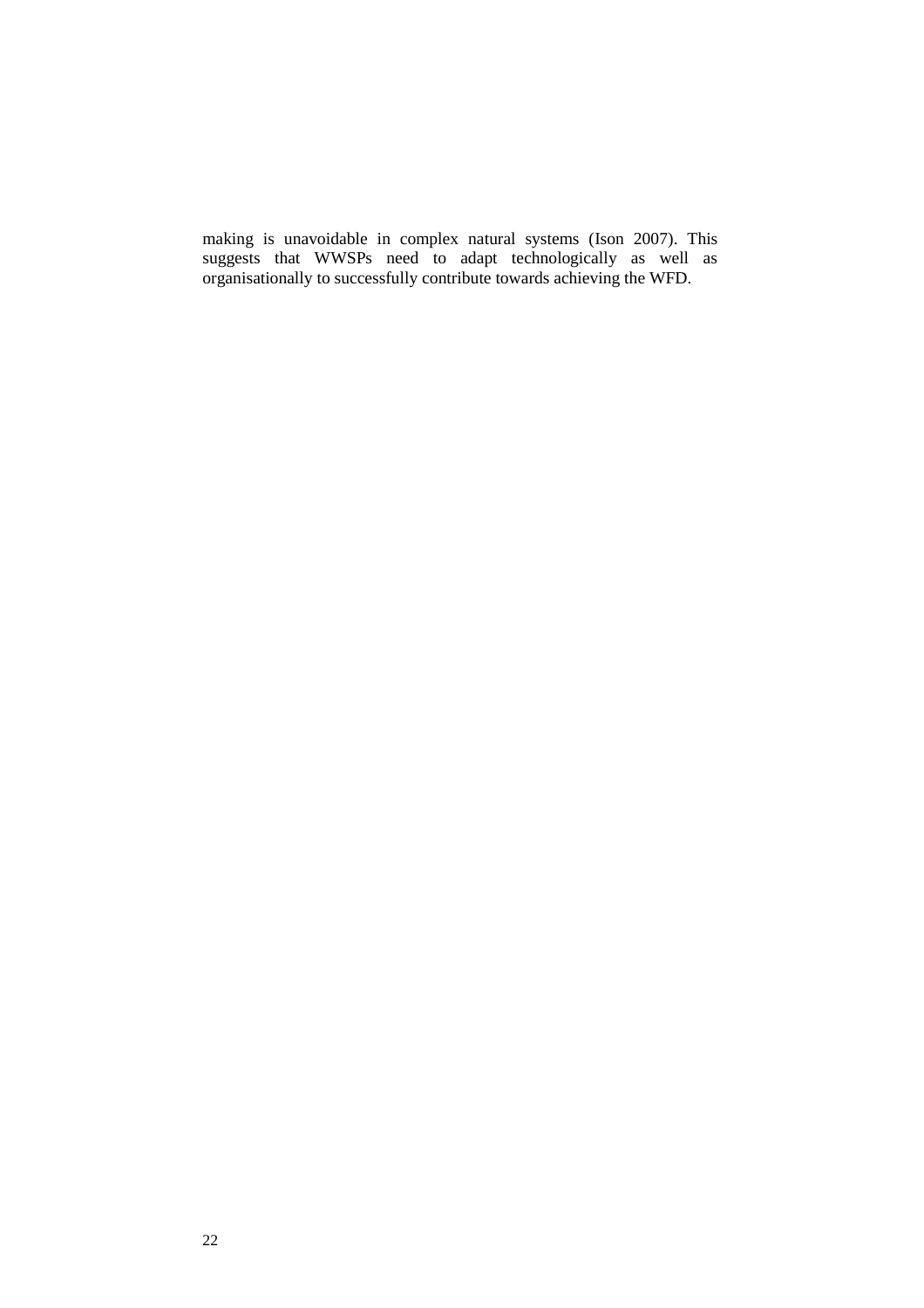making is unavoidable in complex natural systems (Ison 2007). This suggests that WWSPs need to adapt technologically as well as organisationally to successfully contribute towards achieving the WFD.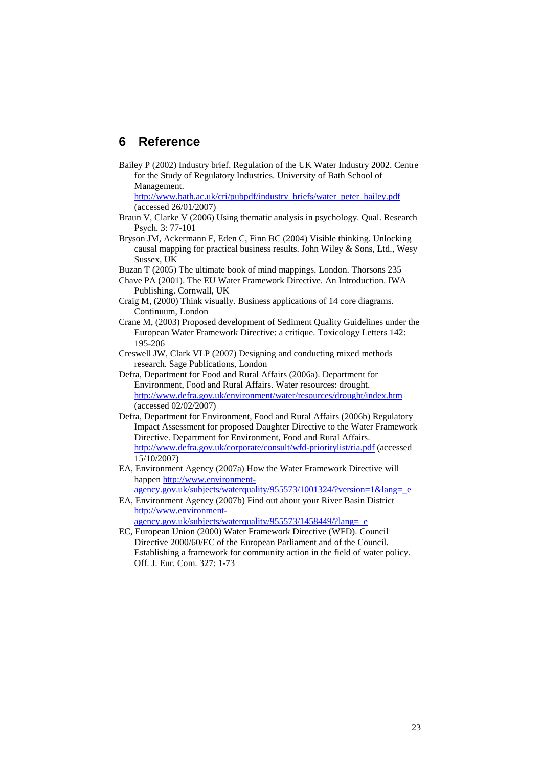# 6 Reference

Bailey P (2002) Industry brief. Regulation of the UK Water Industry 2002. Centre for the Study of Regulatory Industries. University of Bath School of Management. http://www.bath.ac.uk/cri/pubpdf/industry_briefs/water_peter_bailey.pdf (accessed 26/01/2007)

Braun V, Clarke V (2006) Using thematic analysis in psychology. Qual. Research Psych. 3: 77-101

Bryson JM, Ackermann F, Eden C, Finn BC (2004) Visible thinking. Unlocking causal mapping for practical business results. John Wiley & Sons, Ltd., Wesy Sussex, UK

Buzan T (2005) The ultimate book of mind mappings. London. Thorsons 235

Chave PA (2001). The EU Water Framework Directive. An Introduction. IWA Publishing. Cornwall, UK

Craig M, (2000) Think visually. Business applications of 14 core diagrams. Continuum, London

Crane M, (2003) Proposed development of Sediment Quality Guidelines under the European Water Framework Directive: a critique. Toxicology Letters 142: 195-206

Creswell JW, Clark VLP (2007) Designing and conducting mixed methods research. Sage Publications, London

Defra, Department for Food and Rural Affairs (2006a). Department for Environment, Food and Rural Affairs. Water resources: drought. http://www.defra.gov.uk/environment/water/resources/drought/index.htm (accessed 02/02/2007)

Defra, Department for Environment, Food and Rural Affairs (2006b) Regulatory Impact Assessment for proposed Daughter Directive to the Water Framework Directive. Department for Environment, Food and Rural Affairs. http://www.defra.gov.uk/corporate/consult/wfd-prioritylist/ria.pdf (accessed 15/10/2007)

EA, Environment Agency (2007a) How the Water Framework Directive will happen http://www.environment-agency.gov.uk/subjects/waterquality/955573/1001324/?version=1&lang=_e

EA, Environment Agency (2007b) Find out about your River Basin District http://www.environment-agency.gov.uk/subjects/waterquality/955573/1458449/?lang=_e

EC, European Union (2000) Water Framework Directive (WFD). Council Directive 2000/60/EC of the European Parliament and of the Council. Establishing a framework for community action in the field of water policy. Off. J. Eur. Com. 327: 1-73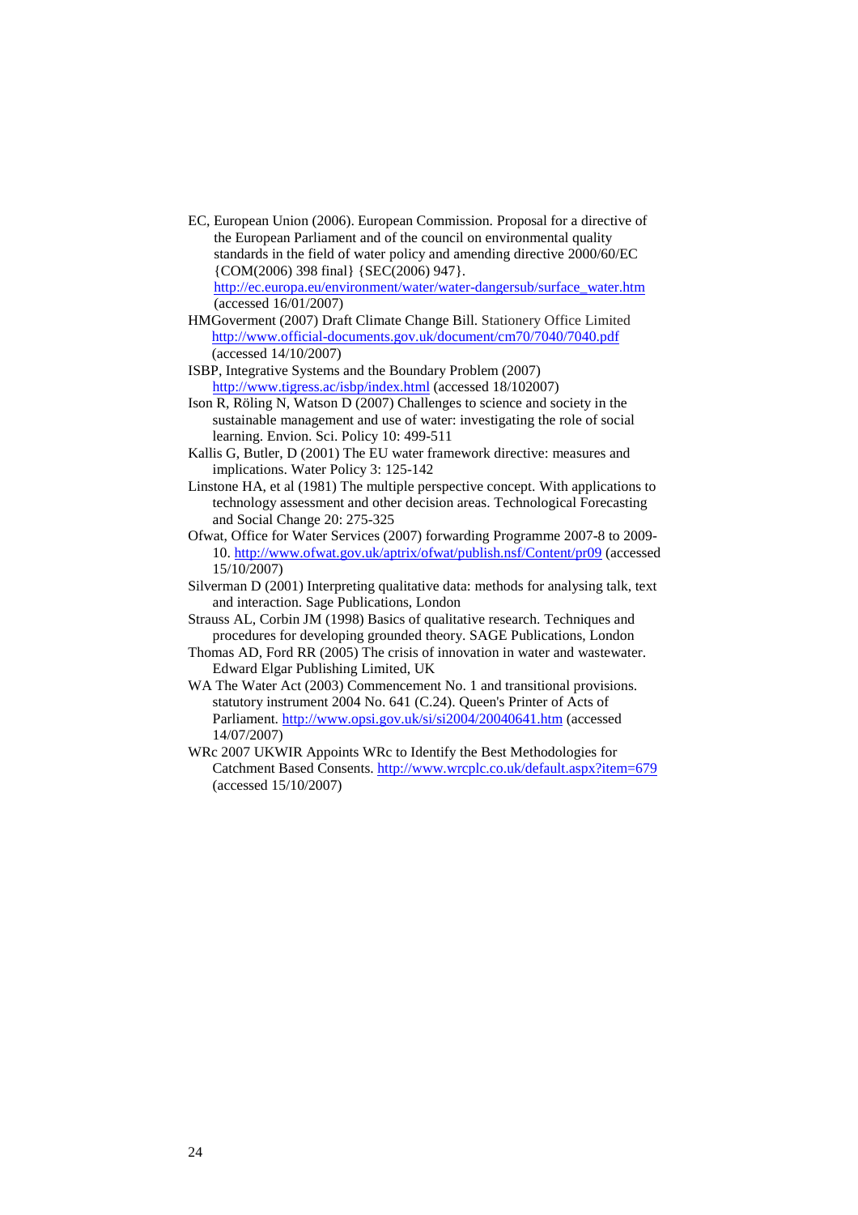EC, European Union (2006). European Commission. Proposal for a directive of the European Parliament and of the council on environmental quality standards in the field of water policy and amending directive 2000/60/EC {COM(2006) 398 final} {SEC(2006) 947}. http://ec.europa.eu/environment/water/water-dangersub/surface_water.htm (accessed 16/01/2007)

HMGoverment (2007) Draft Climate Change Bill. Stationery Office Limited http://www.official-documents.gov.uk/document/cm70/7040/7040.pdf (accessed 14/10/2007)

ISBP, Integrative Systems and the Boundary Problem (2007) http://www.tigress.ac/isbp/index.html (accessed 18/102007)

Ison R, Röling N, Watson D (2007) Challenges to science and society in the sustainable management and use of water: investigating the role of social learning. Envion. Sci. Policy 10: 499-511

Kallis G, Butler, D (2001) The EU water framework directive: measures and implications. Water Policy 3: 125-142

Linstone HA, et al (1981) The multiple perspective concept. With applications to technology assessment and other decision areas. Technological Forecasting and Social Change 20: 275-325

Ofwat, Office for Water Services (2007) forwarding Programme 2007-8 to 2009-10. http://www.ofwat.gov.uk/aptrix/ofwat/publish.nsf/Content/pr09 (accessed 15/10/2007)

Silverman D (2001) Interpreting qualitative data: methods for analysing talk, text and interaction. Sage Publications, London

Strauss AL, Corbin JM (1998) Basics of qualitative research. Techniques and procedures for developing grounded theory. SAGE Publications, London

Thomas AD, Ford RR (2005) The crisis of innovation in water and wastewater. Edward Elgar Publishing Limited, UK

WA The Water Act (2003) Commencement No. 1 and transitional provisions. statutory instrument 2004 No. 641 (C.24). Queen's Printer of Acts of Parliament. http://www.opsi.gov.uk/si/si2004/20040641.htm (accessed 14/07/2007)

WRc 2007 UKWIR Appoints WRc to Identify the Best Methodologies for Catchment Based Consents. http://www.wrcplc.co.uk/default.aspx?item=679 (accessed 15/10/2007)